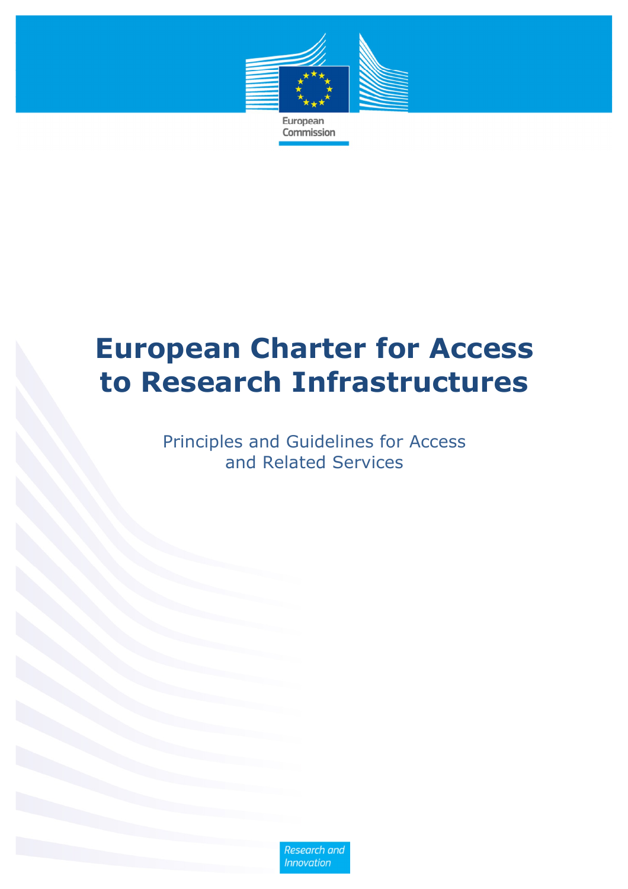European Commission

# European Charter for Access to Research Infrastructures

Principles and Guidelines for Access and Related Services

Research and Innovation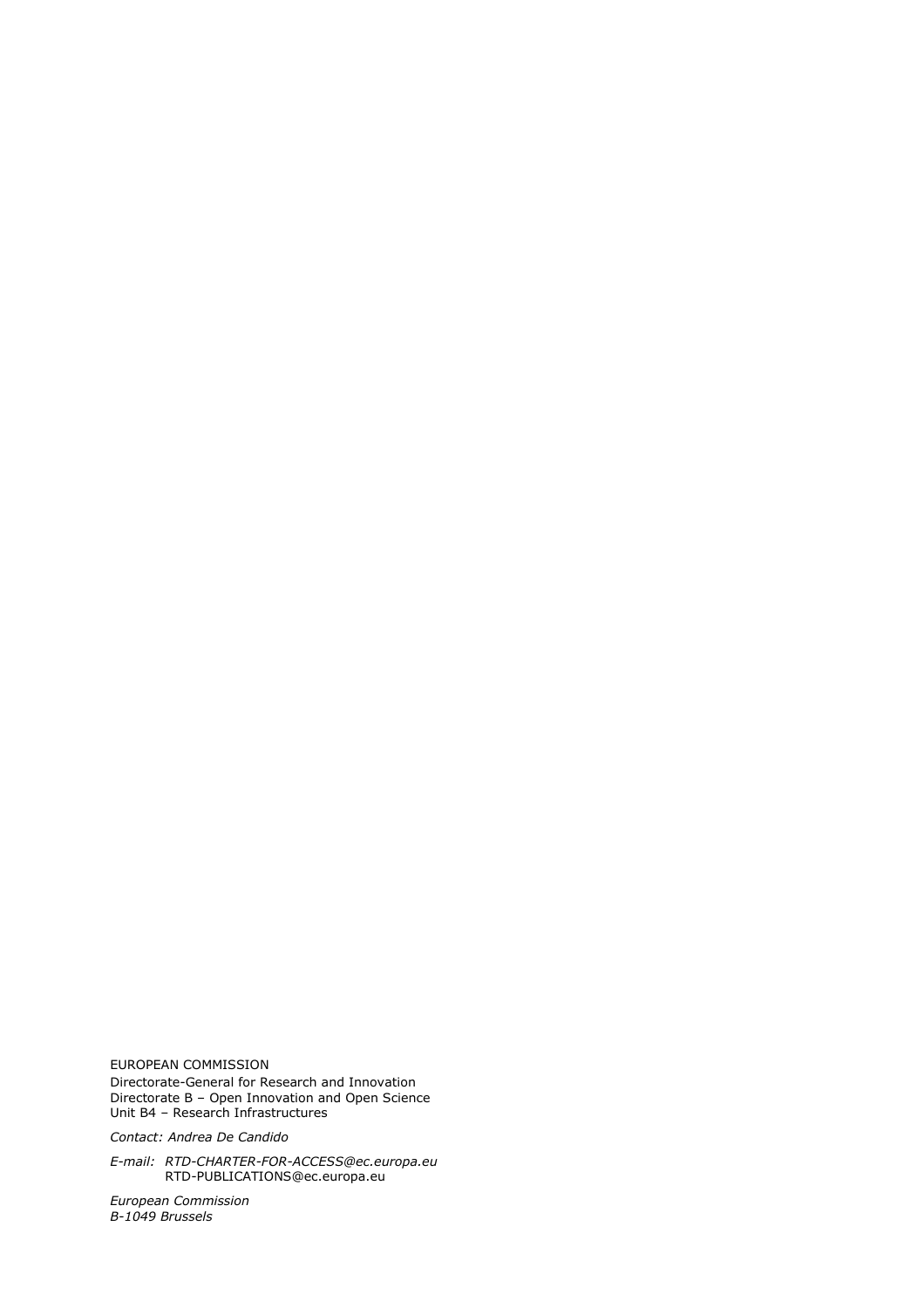EUROPEAN COMMISSION

Directorate-General for Research and Innovation
Directorate B – Open Innovation and Open Science
Unit B4 – Research Infrastructures

*Contact: Andrea De Candido*

*E-mail: RTD-CHARTER-FOR-ACCESS@ec.europa.eu*
RTD-PUBLICATIONS@ec.europa.eu

*European Commission*
*B-1049 Brussels*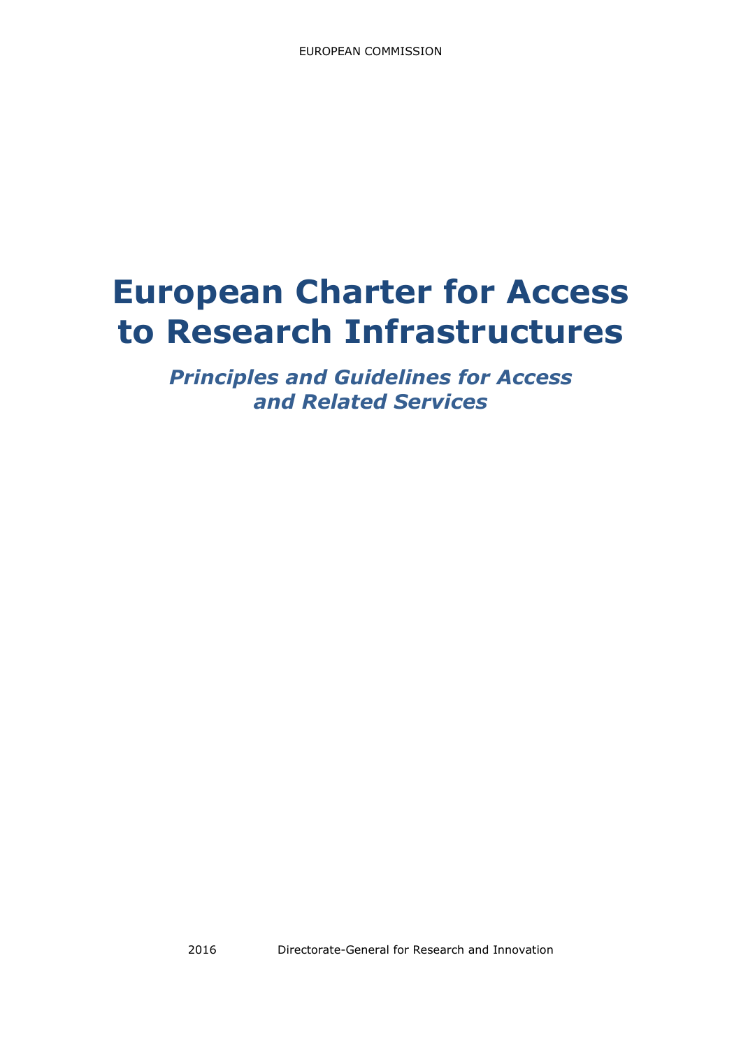EUROPEAN COMMISSION

# European Charter for Access to Research Infrastructures

## *Principles and Guidelines for Access and Related Services*

2016 Directorate-General for Research and Innovation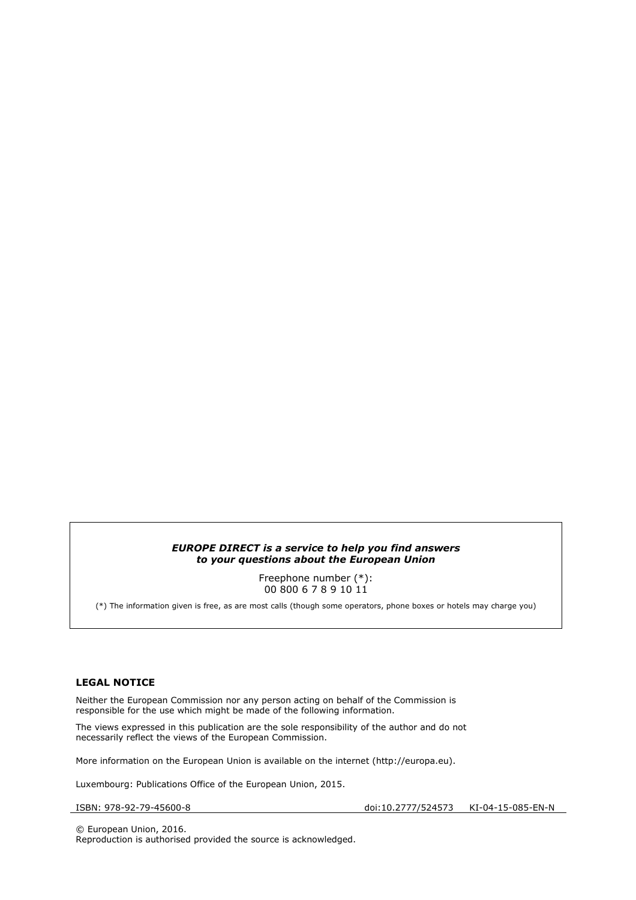***EUROPE DIRECT is a service to help you find answers to your questions about the European Union***

Freephone number (*):
00 800 6 7 8 9 10 11

(*) The information given is free, as are most calls (though some operators, phone boxes or hotels may charge you)

**LEGAL NOTICE**

Neither the European Commission nor any person acting on behalf of the Commission is responsible for the use which might be made of the following information.

The views expressed in this publication are the sole responsibility of the author and do not necessarily reflect the views of the European Commission.

More information on the European Union is available on the internet (http://europa.eu).

Luxembourg: Publications Office of the European Union, 2015.

ISBN: 978-92-79-45600-8 doi:10.2777/524573 KI-04-15-085-EN-N

© European Union, 2016.
Reproduction is authorised provided the source is acknowledged.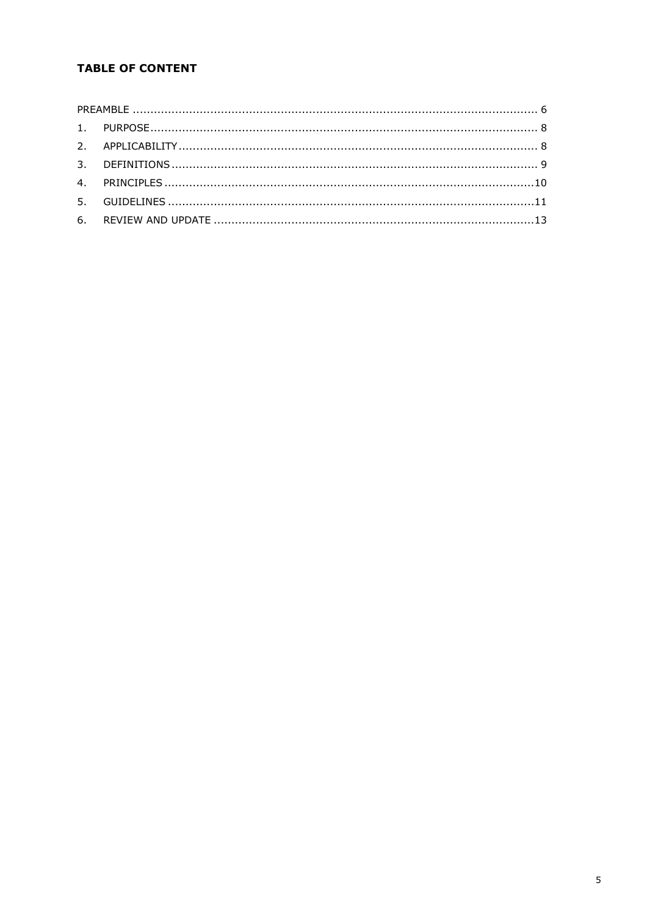## TABLE OF CONTENT

PREAMBLE ........................................................................................................ 6

1. PURPOSE ........................................................................................................ 8
2. APPLICABILITY ........................................................................................................ 8
3. DEFINITIONS ........................................................................................................ 9
4. PRINCIPLES ........................................................................................................ 10
5. GUIDELINES ........................................................................................................ 11
6. REVIEW AND UPDATE ........................................................................................................ 13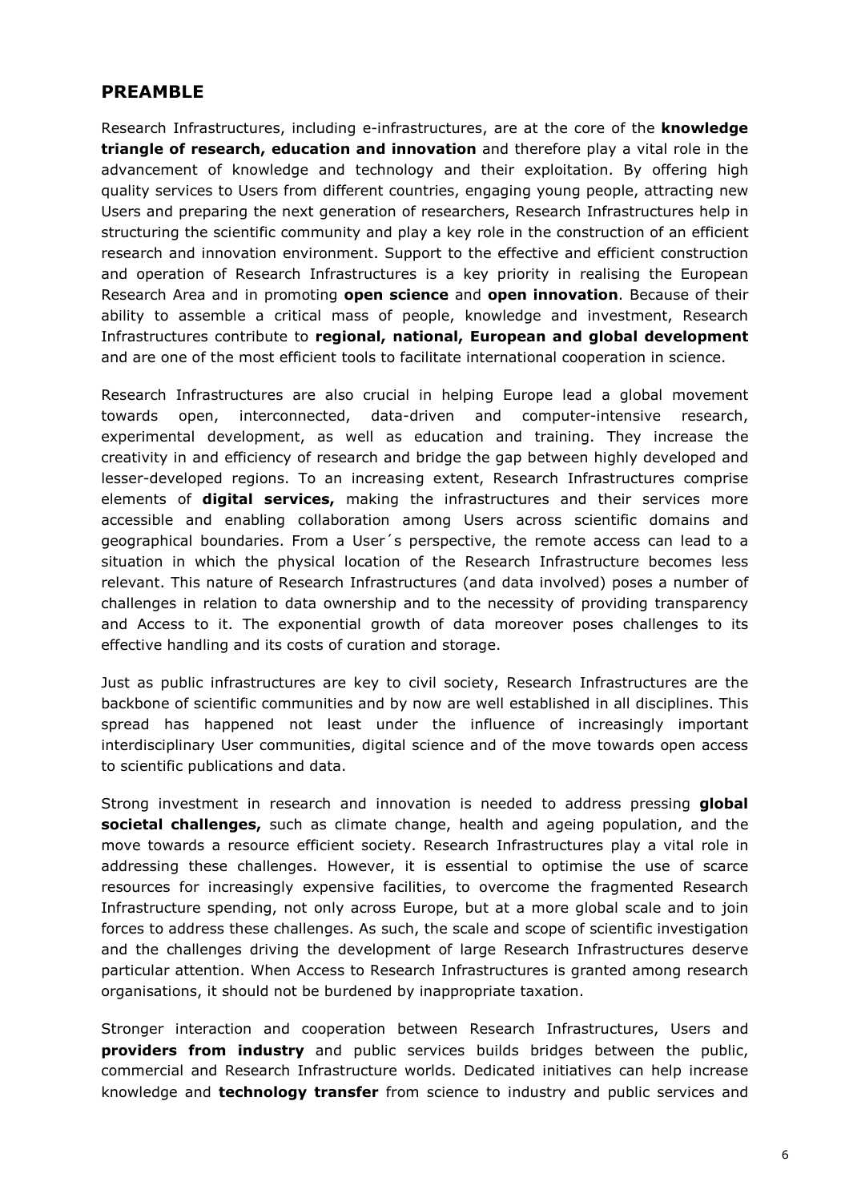## PREAMBLE

Research Infrastructures, including e-infrastructures, are at the core of the **knowledge triangle of research, education and innovation** and therefore play a vital role in the advancement of knowledge and technology and their exploitation. By offering high quality services to Users from different countries, engaging young people, attracting new Users and preparing the next generation of researchers, Research Infrastructures help in structuring the scientific community and play a key role in the construction of an efficient research and innovation environment. Support to the effective and efficient construction and operation of Research Infrastructures is a key priority in realising the European Research Area and in promoting **open science** and **open innovation**. Because of their ability to assemble a critical mass of people, knowledge and investment, Research Infrastructures contribute to **regional, national, European and global development** and are one of the most efficient tools to facilitate international cooperation in science.

Research Infrastructures are also crucial in helping Europe lead a global movement towards open, interconnected, data-driven and computer-intensive research, experimental development, as well as education and training. They increase the creativity in and efficiency of research and bridge the gap between highly developed and lesser-developed regions. To an increasing extent, Research Infrastructures comprise elements of **digital services,** making the infrastructures and their services more accessible and enabling collaboration among Users across scientific domains and geographical boundaries. From a User´s perspective, the remote access can lead to a situation in which the physical location of the Research Infrastructure becomes less relevant. This nature of Research Infrastructures (and data involved) poses a number of challenges in relation to data ownership and to the necessity of providing transparency and Access to it. The exponential growth of data moreover poses challenges to its effective handling and its costs of curation and storage.

Just as public infrastructures are key to civil society, Research Infrastructures are the backbone of scientific communities and by now are well established in all disciplines. This spread has happened not least under the influence of increasingly important interdisciplinary User communities, digital science and of the move towards open access to scientific publications and data.

Strong investment in research and innovation is needed to address pressing **global societal challenges,** such as climate change, health and ageing population, and the move towards a resource efficient society. Research Infrastructures play a vital role in addressing these challenges. However, it is essential to optimise the use of scarce resources for increasingly expensive facilities, to overcome the fragmented Research Infrastructure spending, not only across Europe, but at a more global scale and to join forces to address these challenges. As such, the scale and scope of scientific investigation and the challenges driving the development of large Research Infrastructures deserve particular attention. When Access to Research Infrastructures is granted among research organisations, it should not be burdened by inappropriate taxation.

Stronger interaction and cooperation between Research Infrastructures, Users and **providers from industry** and public services builds bridges between the public, commercial and Research Infrastructure worlds. Dedicated initiatives can help increase knowledge and **technology transfer** from science to industry and public services and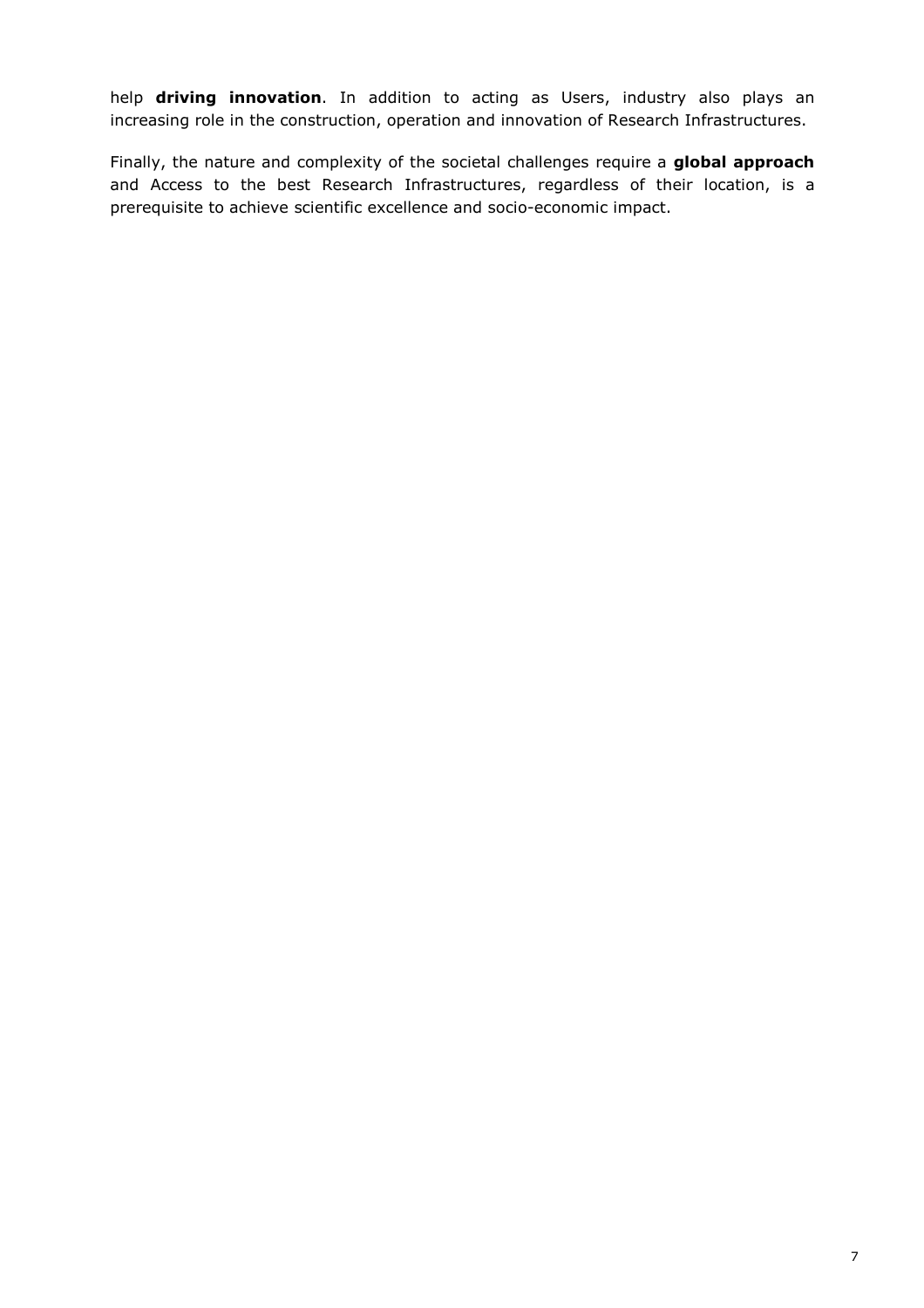help **driving innovation**. In addition to acting as Users, industry also plays an increasing role in the construction, operation and innovation of Research Infrastructures.

Finally, the nature and complexity of the societal challenges require a **global approach** and Access to the best Research Infrastructures, regardless of their location, is a prerequisite to achieve scientific excellence and socio-economic impact.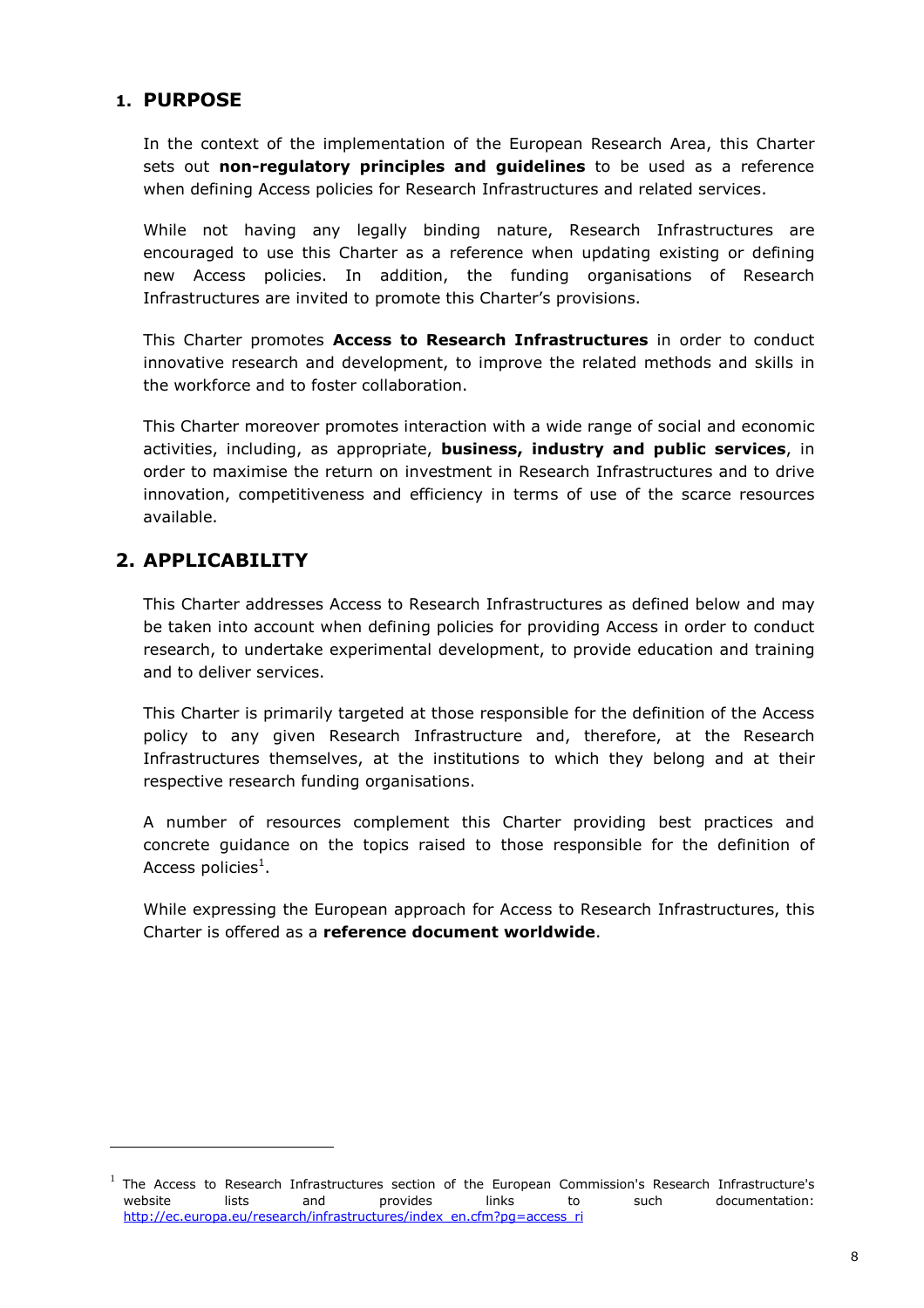## 1. PURPOSE

In the context of the implementation of the European Research Area, this Charter sets out **non-regulatory principles and guidelines** to be used as a reference when defining Access policies for Research Infrastructures and related services.

While not having any legally binding nature, Research Infrastructures are encouraged to use this Charter as a reference when updating existing or defining new Access policies. In addition, the funding organisations of Research Infrastructures are invited to promote this Charter's provisions.

This Charter promotes **Access to Research Infrastructures** in order to conduct innovative research and development, to improve the related methods and skills in the workforce and to foster collaboration.

This Charter moreover promotes interaction with a wide range of social and economic activities, including, as appropriate, **business, industry and public services**, in order to maximise the return on investment in Research Infrastructures and to drive innovation, competitiveness and efficiency in terms of use of the scarce resources available.

## 2. APPLICABILITY

This Charter addresses Access to Research Infrastructures as defined below and may be taken into account when defining policies for providing Access in order to conduct research, to undertake experimental development, to provide education and training and to deliver services.

This Charter is primarily targeted at those responsible for the definition of the Access policy to any given Research Infrastructure and, therefore, at the Research Infrastructures themselves, at the institutions to which they belong and at their respective research funding organisations.

A number of resources complement this Charter providing best practices and concrete guidance on the topics raised to those responsible for the definition of Access policies[1].

While expressing the European approach for Access to Research Infrastructures, this Charter is offered as a **reference document worldwide**.

---

[1] The Access to Research Infrastructures section of the European Commission's Research Infrastructure's website lists and provides links to such documentation: http://ec.europa.eu/research/infrastructures/index_en.cfm?pg=access_ri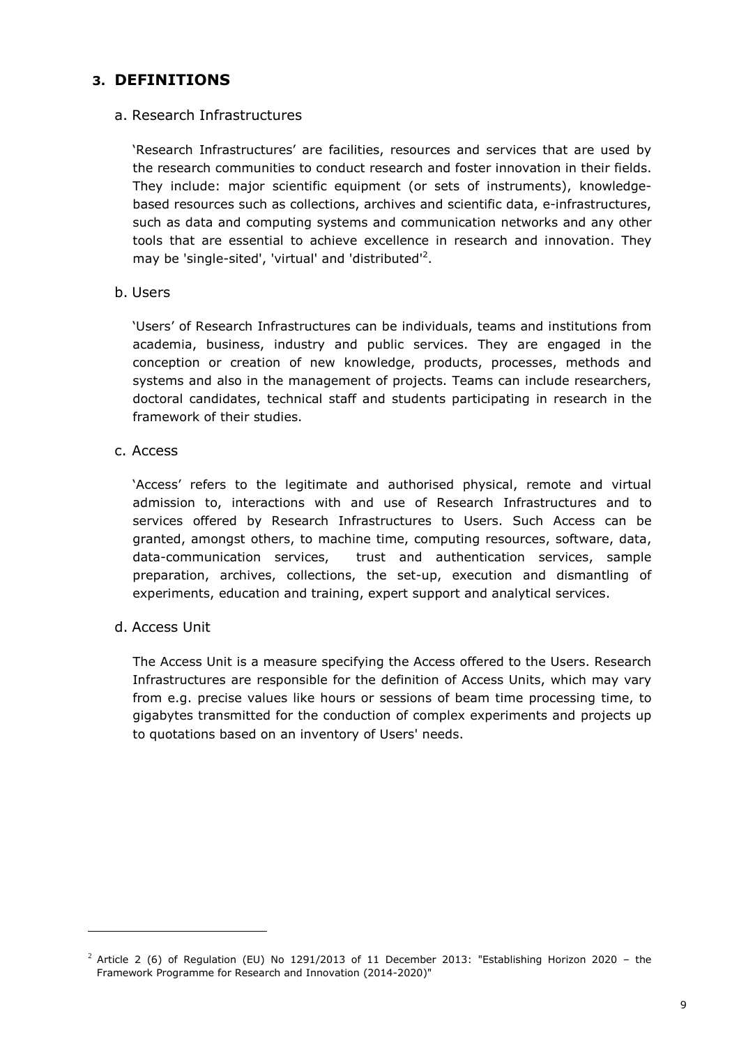## 3. DEFINITIONS

### a. Research Infrastructures

'Research Infrastructures' are facilities, resources and services that are used by the research communities to conduct research and foster innovation in their fields. They include: major scientific equipment (or sets of instruments), knowledge-based resources such as collections, archives and scientific data, e-infrastructures, such as data and computing systems and communication networks and any other tools that are essential to achieve excellence in research and innovation. They may be 'single-sited', 'virtual' and 'distributed'[2].

### b. Users

'Users' of Research Infrastructures can be individuals, teams and institutions from academia, business, industry and public services. They are engaged in the conception or creation of new knowledge, products, processes, methods and systems and also in the management of projects. Teams can include researchers, doctoral candidates, technical staff and students participating in research in the framework of their studies.

### c. Access

'Access' refers to the legitimate and authorised physical, remote and virtual admission to, interactions with and use of Research Infrastructures and to services offered by Research Infrastructures to Users. Such Access can be granted, amongst others, to machine time, computing resources, software, data, data-communication services, trust and authentication services, sample preparation, archives, collections, the set-up, execution and dismantling of experiments, education and training, expert support and analytical services.

### d. Access Unit

The Access Unit is a measure specifying the Access offered to the Users. Research Infrastructures are responsible for the definition of Access Units, which may vary from e.g. precise values like hours or sessions of beam time processing time, to gigabytes transmitted for the conduction of complex experiments and projects up to quotations based on an inventory of Users' needs.

---

[2] Article 2 (6) of Regulation (EU) No 1291/2013 of 11 December 2013: "Establishing Horizon 2020 – the Framework Programme for Research and Innovation (2014-2020)"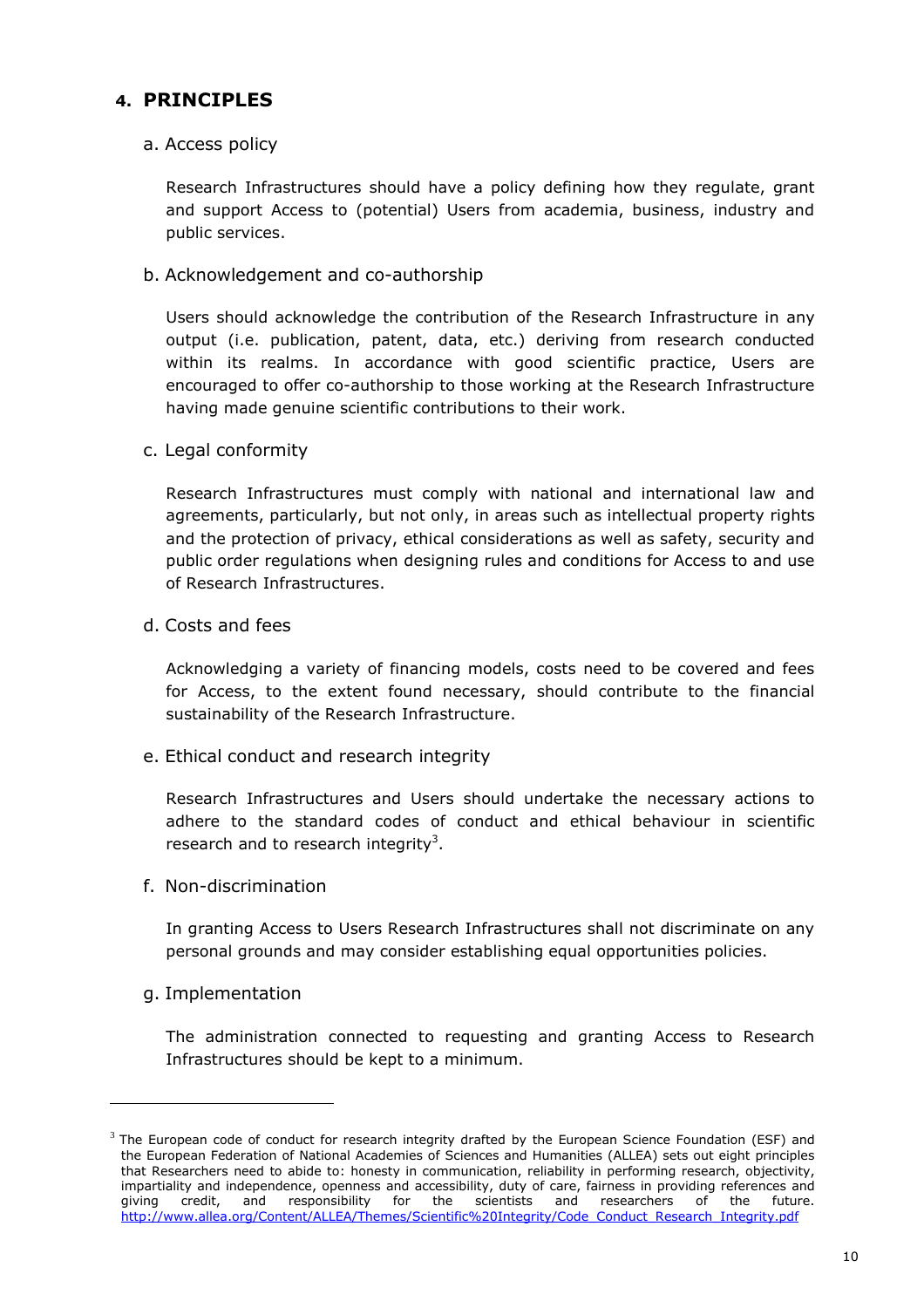## 4. PRINCIPLES

### a. Access policy

Research Infrastructures should have a policy defining how they regulate, grant and support Access to (potential) Users from academia, business, industry and public services.

### b. Acknowledgement and co-authorship

Users should acknowledge the contribution of the Research Infrastructure in any output (i.e. publication, patent, data, etc.) deriving from research conducted within its realms. In accordance with good scientific practice, Users are encouraged to offer co-authorship to those working at the Research Infrastructure having made genuine scientific contributions to their work.

### c. Legal conformity

Research Infrastructures must comply with national and international law and agreements, particularly, but not only, in areas such as intellectual property rights and the protection of privacy, ethical considerations as well as safety, security and public order regulations when designing rules and conditions for Access to and use of Research Infrastructures.

### d. Costs and fees

Acknowledging a variety of financing models, costs need to be covered and fees for Access, to the extent found necessary, should contribute to the financial sustainability of the Research Infrastructure.

### e. Ethical conduct and research integrity

Research Infrastructures and Users should undertake the necessary actions to adhere to the standard codes of conduct and ethical behaviour in scientific research and to research integrity[3].

### f. Non-discrimination

In granting Access to Users Research Infrastructures shall not discriminate on any personal grounds and may consider establishing equal opportunities policies.

### g. Implementation

The administration connected to requesting and granting Access to Research Infrastructures should be kept to a minimum.

---

[3] The European code of conduct for research integrity drafted by the European Science Foundation (ESF) and the European Federation of National Academies of Sciences and Humanities (ALLEA) sets out eight principles that Researchers need to abide to: honesty in communication, reliability in performing research, objectivity, impartiality and independence, openness and accessibility, duty of care, fairness in providing references and giving credit, and responsibility for the scientists and researchers of the future. http://www.allea.org/Content/ALLEA/Themes/Scientific%20Integrity/Code_Conduct_Research_Integrity.pdf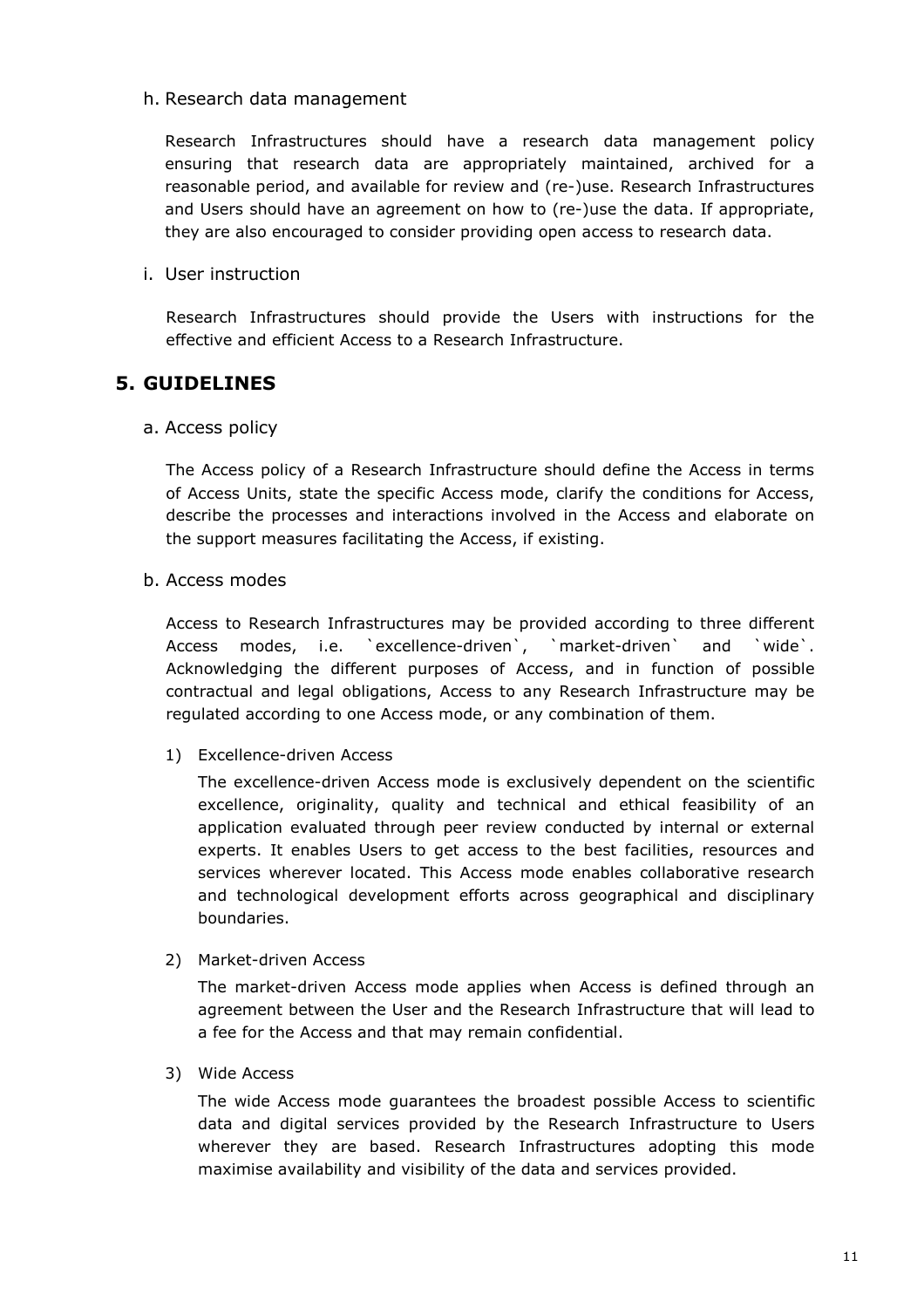### h. Research data management

Research Infrastructures should have a research data management policy ensuring that research data are appropriately maintained, archived for a reasonable period, and available for review and (re-)use. Research Infrastructures and Users should have an agreement on how to (re-)use the data. If appropriate, they are also encouraged to consider providing open access to research data.

### i. User instruction

Research Infrastructures should provide the Users with instructions for the effective and efficient Access to a Research Infrastructure.

## 5. GUIDELINES

### a. Access policy

The Access policy of a Research Infrastructure should define the Access in terms of Access Units, state the specific Access mode, clarify the conditions for Access, describe the processes and interactions involved in the Access and elaborate on the support measures facilitating the Access, if existing.

### b. Access modes

Access to Research Infrastructures may be provided according to three different Access modes, i.e. `excellence-driven`, `market-driven` and `wide`. Acknowledging the different purposes of Access, and in function of possible contractual and legal obligations, Access to any Research Infrastructure may be regulated according to one Access mode, or any combination of them.

1) Excellence-driven Access

   The excellence-driven Access mode is exclusively dependent on the scientific excellence, originality, quality and technical and ethical feasibility of an application evaluated through peer review conducted by internal or external experts. It enables Users to get access to the best facilities, resources and services wherever located. This Access mode enables collaborative research and technological development efforts across geographical and disciplinary boundaries.

2) Market-driven Access

   The market-driven Access mode applies when Access is defined through an agreement between the User and the Research Infrastructure that will lead to a fee for the Access and that may remain confidential.

3) Wide Access

   The wide Access mode guarantees the broadest possible Access to scientific data and digital services provided by the Research Infrastructure to Users wherever they are based. Research Infrastructures adopting this mode maximise availability and visibility of the data and services provided.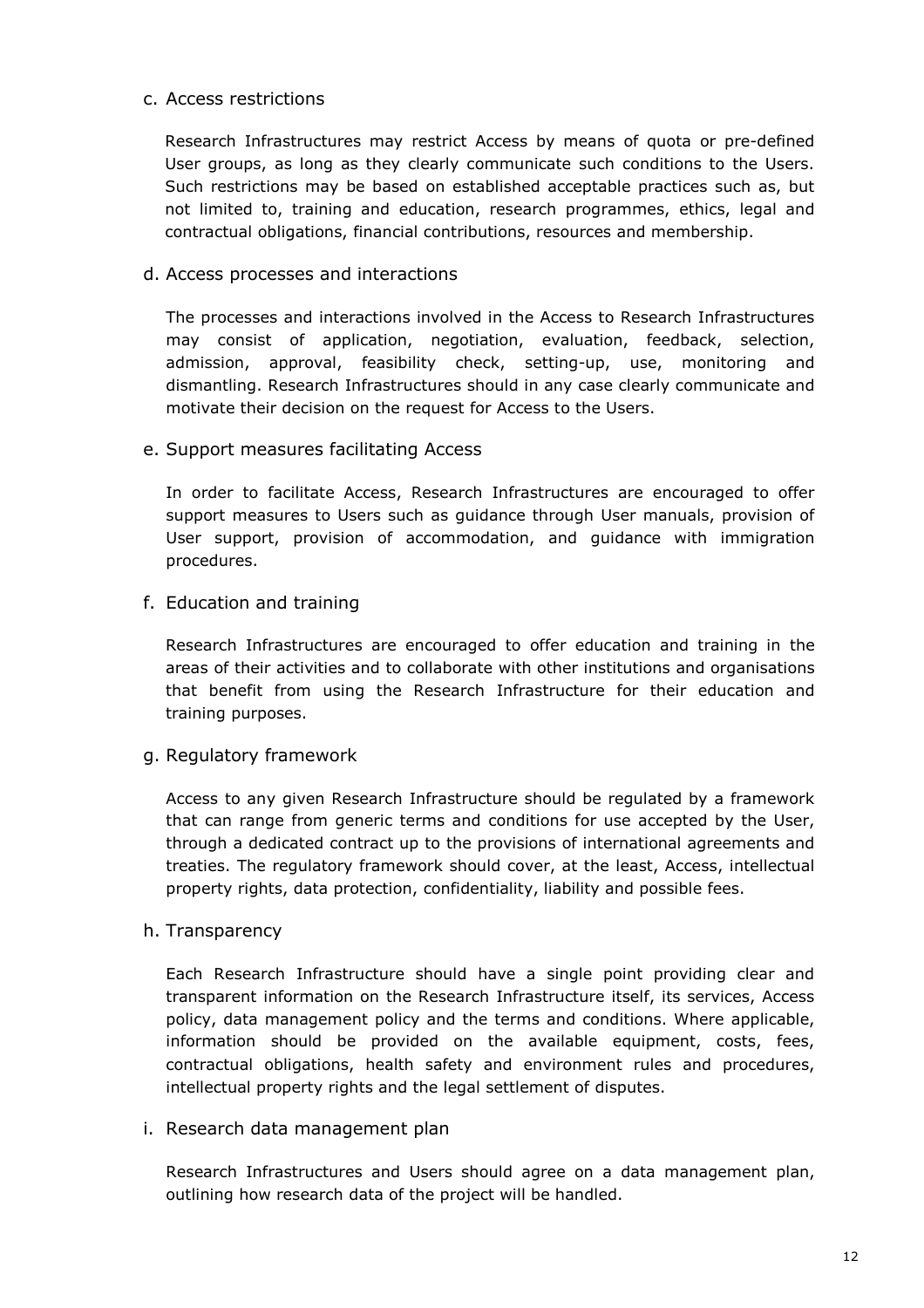### c. Access restrictions

Research Infrastructures may restrict Access by means of quota or pre-defined User groups, as long as they clearly communicate such conditions to the Users. Such restrictions may be based on established acceptable practices such as, but not limited to, training and education, research programmes, ethics, legal and contractual obligations, financial contributions, resources and membership.

### d. Access processes and interactions

The processes and interactions involved in the Access to Research Infrastructures may consist of application, negotiation, evaluation, feedback, selection, admission, approval, feasibility check, setting-up, use, monitoring and dismantling. Research Infrastructures should in any case clearly communicate and motivate their decision on the request for Access to the Users.

### e. Support measures facilitating Access

In order to facilitate Access, Research Infrastructures are encouraged to offer support measures to Users such as guidance through User manuals, provision of User support, provision of accommodation, and guidance with immigration procedures.

### f. Education and training

Research Infrastructures are encouraged to offer education and training in the areas of their activities and to collaborate with other institutions and organisations that benefit from using the Research Infrastructure for their education and training purposes.

### g. Regulatory framework

Access to any given Research Infrastructure should be regulated by a framework that can range from generic terms and conditions for use accepted by the User, through a dedicated contract up to the provisions of international agreements and treaties. The regulatory framework should cover, at the least, Access, intellectual property rights, data protection, confidentiality, liability and possible fees.

### h. Transparency

Each Research Infrastructure should have a single point providing clear and transparent information on the Research Infrastructure itself, its services, Access policy, data management policy and the terms and conditions. Where applicable, information should be provided on the available equipment, costs, fees, contractual obligations, health safety and environment rules and procedures, intellectual property rights and the legal settlement of disputes.

### i. Research data management plan

Research Infrastructures and Users should agree on a data management plan, outlining how research data of the project will be handled.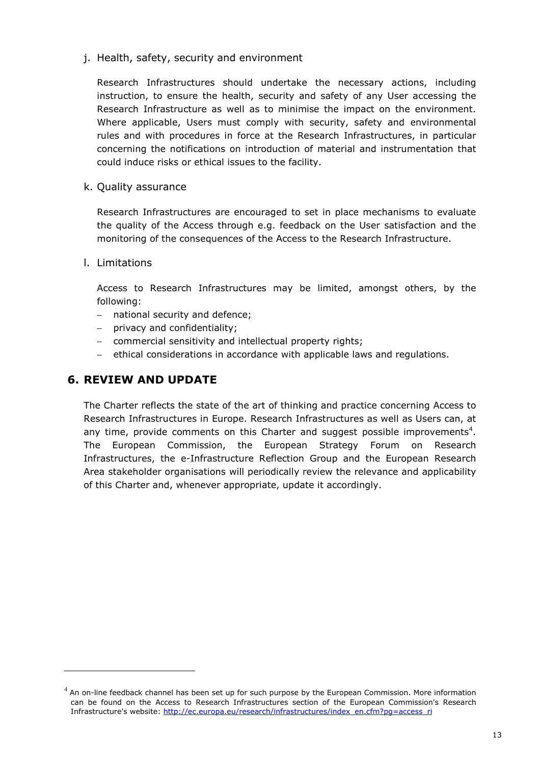j. Health, safety, security and environment

   Research Infrastructures should undertake the necessary actions, including instruction, to ensure the health, security and safety of any User accessing the Research Infrastructure as well as to minimise the impact on the environment. Where applicable, Users must comply with security, safety and environmental rules and with procedures in force at the Research Infrastructures, in particular concerning the notifications on introduction of material and instrumentation that could induce risks or ethical issues to the facility.

k. Quality assurance

   Research Infrastructures are encouraged to set in place mechanisms to evaluate the quality of the Access through e.g. feedback on the User satisfaction and the monitoring of the consequences of the Access to the Research Infrastructure.

l. Limitations

   Access to Research Infrastructures may be limited, amongst others, by the following:

   - national security and defence;
   - privacy and confidentiality;
   - commercial sensitivity and intellectual property rights;
   - ethical considerations in accordance with applicable laws and regulations.

## 6. REVIEW AND UPDATE

The Charter reflects the state of the art of thinking and practice concerning Access to Research Infrastructures in Europe. Research Infrastructures as well as Users can, at any time, provide comments on this Charter and suggest possible improvements[4]. The European Commission, the European Strategy Forum on Research Infrastructures, the e-Infrastructure Reflection Group and the European Research Area stakeholder organisations will periodically review the relevance and applicability of this Charter and, whenever appropriate, update it accordingly.

---

[4] An on-line feedback channel has been set up for such purpose by the European Commission. More information can be found on the Access to Research Infrastructures section of the European Commission's Research Infrastructure's website: http://ec.europa.eu/research/infrastructures/index_en.cfm?pg=access_ri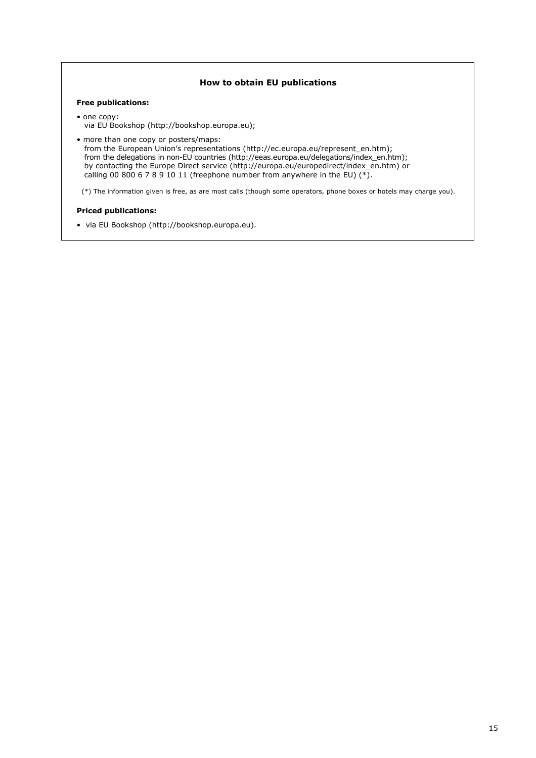## How to obtain EU publications

**Free publications:**

- one copy:
  via EU Bookshop (http://bookshop.europa.eu);
- more than one copy or posters/maps:
  from the European Union's representations (http://ec.europa.eu/represent_en.htm);
  from the delegations in non-EU countries (http://eeas.europa.eu/delegations/index_en.htm);
  by contacting the Europe Direct service (http://europa.eu/europedirect/index_en.htm) or
  calling 00 800 6 7 8 9 10 11 (freephone number from anywhere in the EU) (*).

(*) The information given is free, as are most calls (though some operators, phone boxes or hotels may charge you).

**Priced publications:**

- via EU Bookshop (http://bookshop.europa.eu).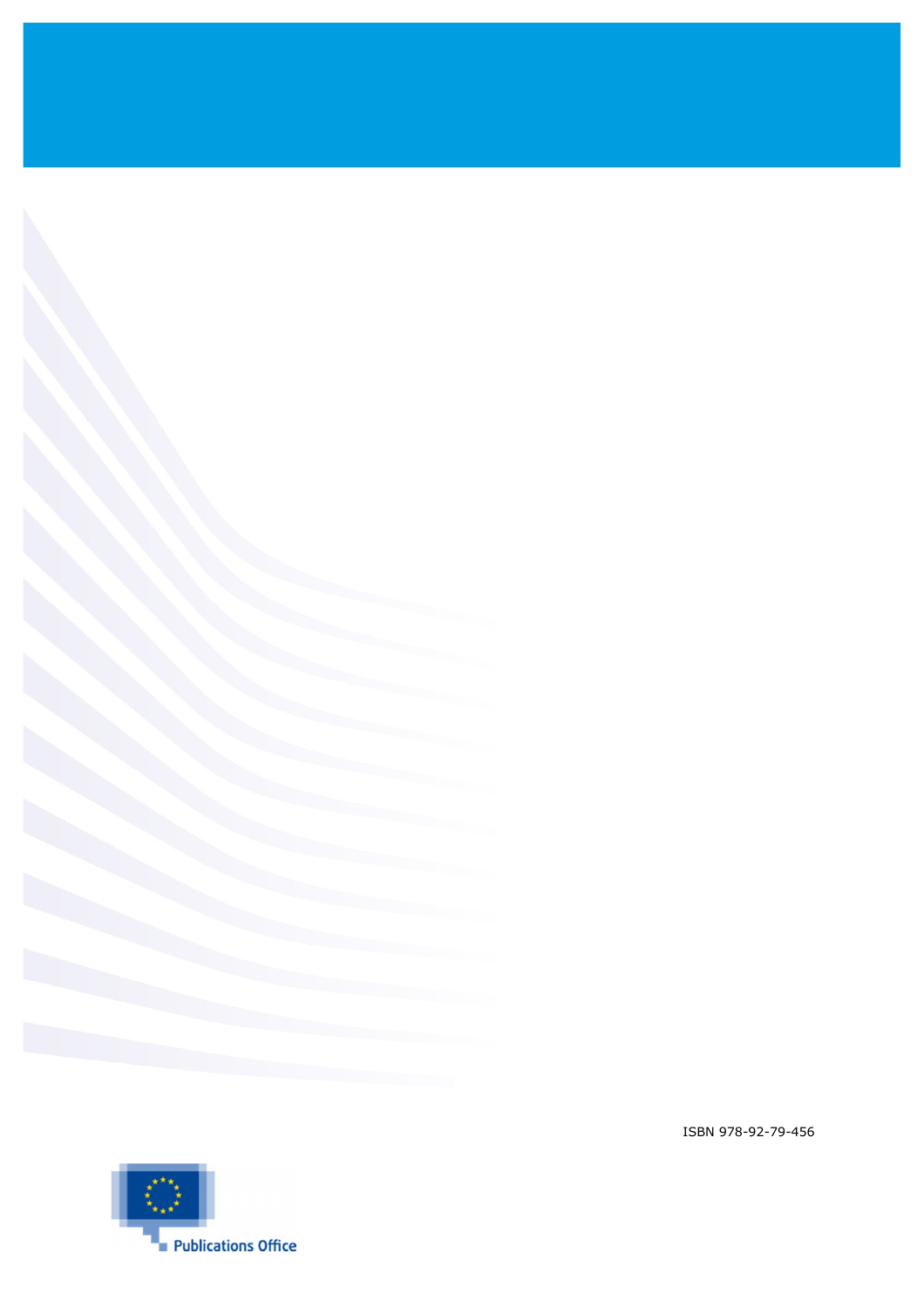ISBN 978-92-79-456

Publications Office